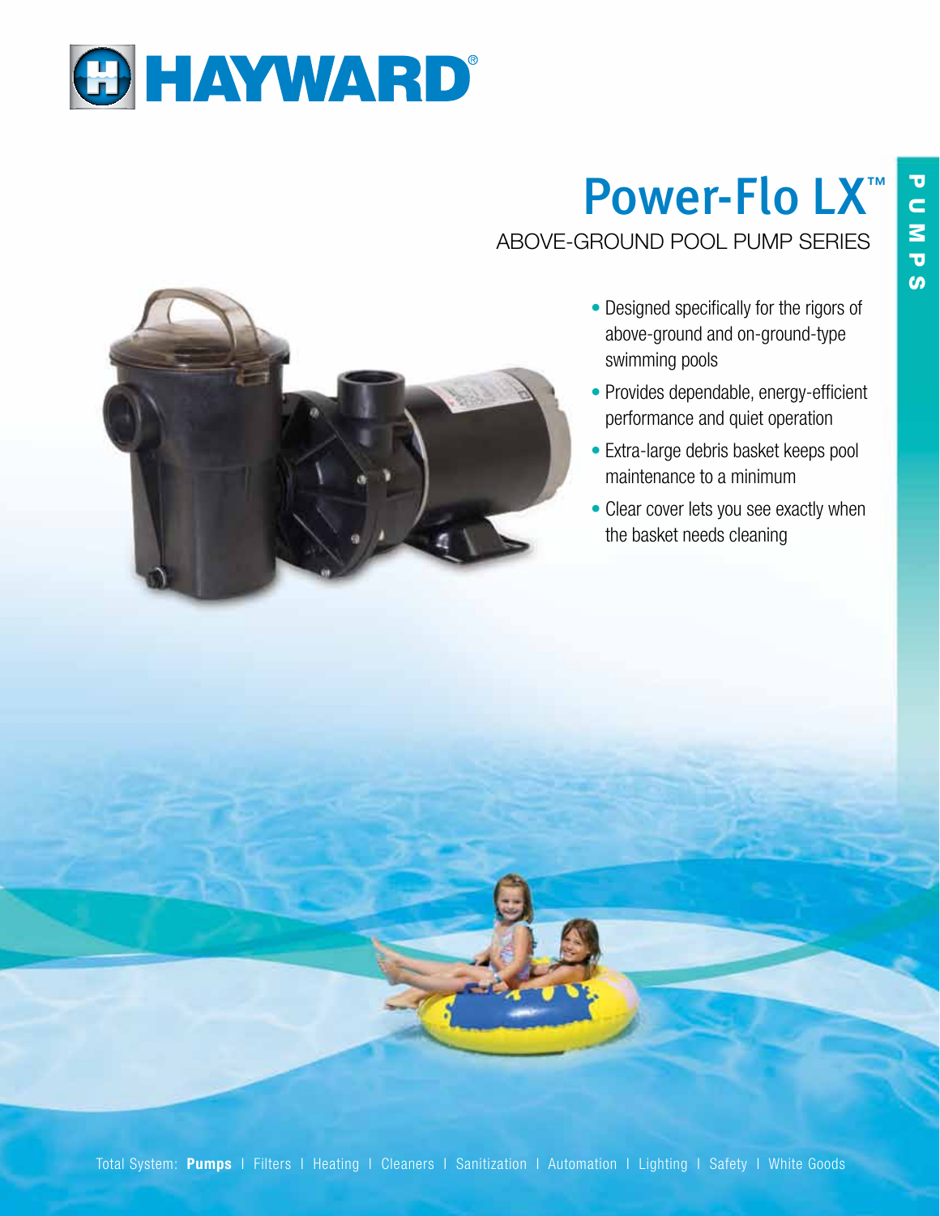HAYWARD®

# Power-Flo LX™

## ABOVE-GROUND POOL PUMP SERIES

PUMPS

- Designed specifically for the rigors of above-ground and on-ground-type swimming pools
- Provides dependable, energy-efficient performance and quiet operation
- Extra-large debris basket keeps pool maintenance to a minimum
- Clear cover lets you see exactly when the basket needs cleaning

Total System: **Pumps** | Filters | Heating | Cleaners | Sanitization | Automation | Lighting | Safety | White Goods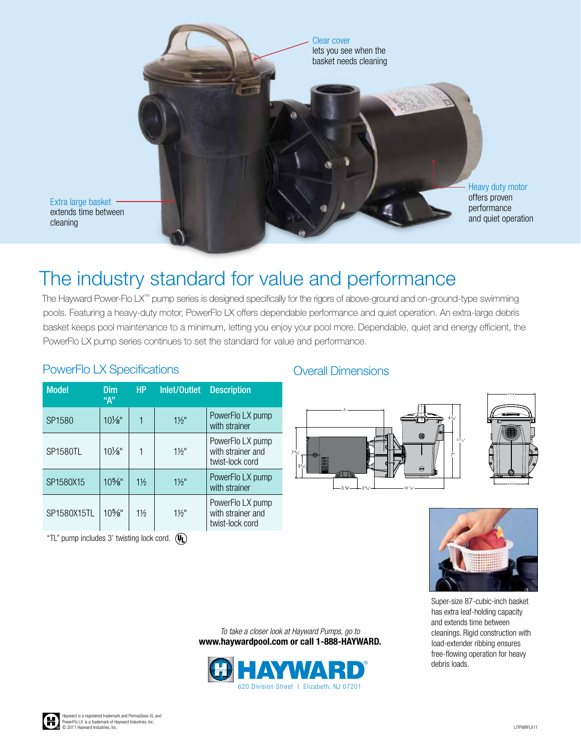Clear cover lets you see when the basket needs cleaning

Extra large basket extends time between cleaning

Heavy duty motor offers proven performance and quiet operation

# The industry standard for value and performance

The Hayward Power-Flo LX™ pump series is designed specifically for the rigors of above-ground and on-ground-type swimming pools. Featuring a heavy-duty motor, PowerFlo LX offers dependable performance and quiet operation. An extra-large debris basket keeps pool maintenance to a minimum, letting you enjoy your pool more. Dependable, quiet and energy efficient, the PowerFlo LX pump series continues to set the standard for value and performance.

## PowerFlo LX Specifications

| Model | Dim "A" | HP | Inlet/Outlet | Description |
|---|---|---|---|---|
| SP1580 | 10⅛" | 1 | 1½" | PowerFlo LX pump with strainer |
| SP1580TL | 10⅛" | 1 | 1½" | PowerFlo LX pump with strainer and twist-lock cord |
| SP1580X15 | 10⅝" | 1½ | 1½" | PowerFlo LX pump with strainer |
| SP1580X15TL | 10⅝" | 1½ | 1½" | PowerFlo LX pump with strainer and twist-lock cord |

"TL" pump includes 3' twisting lock cord.

## Overall Dimensions

Super-size 87-cubic-inch basket has extra leaf-holding capacity and extends time between cleanings. Rigid construction with load-extender ribbing ensures free-flowing operation for heavy debris loads.

*To take a closer look at Hayward Pumps, go to*
**www.haywardpool.com or call 1-888-HAYWARD.**

HAYWARD®
620 Division Street | Elizabeth, NJ 07201

Hayward is a registered trademark and PermaGlass XL and PowerFlo LX is a trademark of Hayward Industries, Inc.
© 2011 Hayward Industries, Inc.

LITPWRFLX11